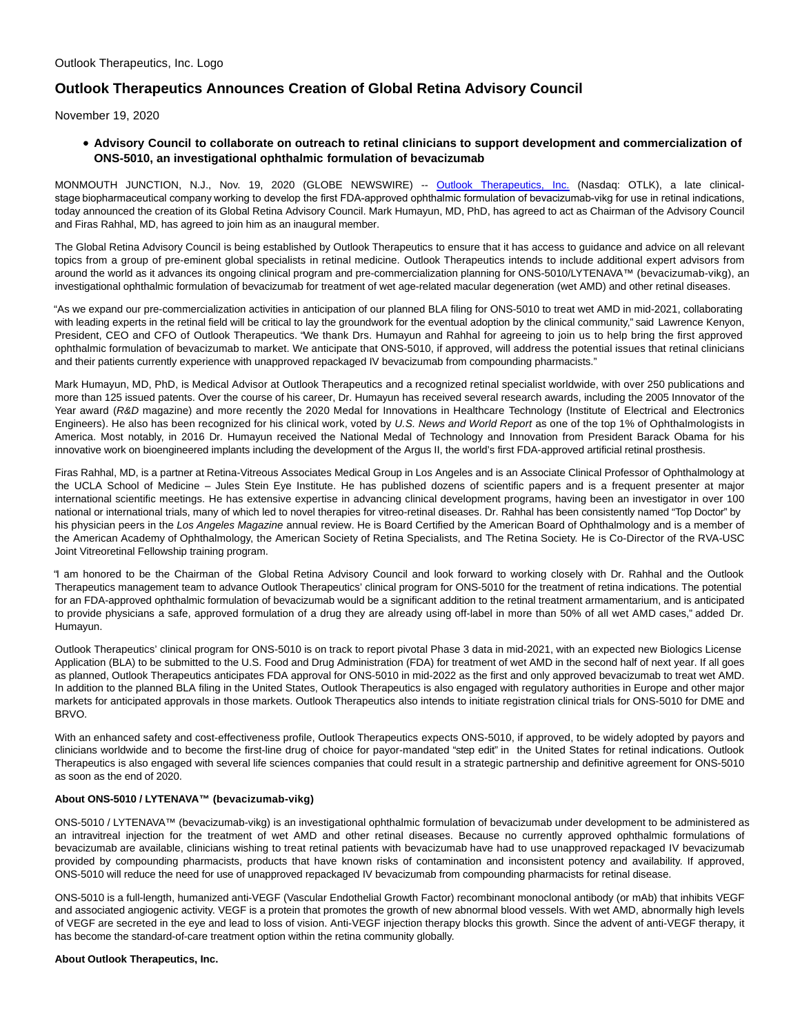Outlook Therapeutics, Inc. Logo

# Outlook Therapeutics Announces Creation of Global Retina Advisory Council

November 19, 2020

- **Advisory Council to collaborate on outreach to retinal clinicians to support development and commercialization of ONS-5010, an investigational ophthalmic formulation of bevacizumab**

MONMOUTH JUNCTION, N.J., Nov. 19, 2020 (GLOBE NEWSWIRE) -- Outlook Therapeutics, Inc. (Nasdaq: OTLK), a late clinical-stage biopharmaceutical company working to develop the first FDA-approved ophthalmic formulation of bevacizumab-vikg for use in retinal indications, today announced the creation of its Global Retina Advisory Council. Mark Humayun, MD, PhD, has agreed to act as Chairman of the Advisory Council and Firas Rahhal, MD, has agreed to join him as an inaugural member.

The Global Retina Advisory Council is being established by Outlook Therapeutics to ensure that it has access to guidance and advice on all relevant topics from a group of pre-eminent global specialists in retinal medicine. Outlook Therapeutics intends to include additional expert advisors from around the world as it advances its ongoing clinical program and pre-commercialization planning for ONS-5010/LYTENAVA™ (bevacizumab-vikg), an investigational ophthalmic formulation of bevacizumab for treatment of wet age-related macular degeneration (wet AMD) and other retinal diseases.

"As we expand our pre-commercialization activities in anticipation of our planned BLA filing for ONS-5010 to treat wet AMD in mid-2021, collaborating with leading experts in the retinal field will be critical to lay the groundwork for the eventual adoption by the clinical community," said Lawrence Kenyon, President, CEO and CFO of Outlook Therapeutics. "We thank Drs. Humayun and Rahhal for agreeing to join us to help bring the first approved ophthalmic formulation of bevacizumab to market. We anticipate that ONS-5010, if approved, will address the potential issues that retinal clinicians and their patients currently experience with unapproved repackaged IV bevacizumab from compounding pharmacists."

Mark Humayun, MD, PhD, is Medical Advisor at Outlook Therapeutics and a recognized retinal specialist worldwide, with over 250 publications and more than 125 issued patents. Over the course of his career, Dr. Humayun has received several research awards, including the 2005 Innovator of the Year award (*R&D* magazine) and more recently the 2020 Medal for Innovations in Healthcare Technology (Institute of Electrical and Electronics Engineers). He also has been recognized for his clinical work, voted by *U.S. News and World Report* as one of the top 1% of Ophthalmologists in America. Most notably, in 2016 Dr. Humayun received the National Medal of Technology and Innovation from President Barack Obama for his innovative work on bioengineered implants including the development of the Argus II, the world's first FDA-approved artificial retinal prosthesis.

Firas Rahhal, MD, is a partner at Retina-Vitreous Associates Medical Group in Los Angeles and is an Associate Clinical Professor of Ophthalmology at the UCLA School of Medicine – Jules Stein Eye Institute. He has published dozens of scientific papers and is a frequent presenter at major international scientific meetings. He has extensive expertise in advancing clinical development programs, having been an investigator in over 100 national or international trials, many of which led to novel therapies for vitreo-retinal diseases. Dr. Rahhal has been consistently named "Top Doctor" by his physician peers in the *Los Angeles Magazine* annual review. He is Board Certified by the American Board of Ophthalmology and is a member of the American Academy of Ophthalmology, the American Society of Retina Specialists, and The Retina Society. He is Co-Director of the RVA-USC Joint Vitreoretinal Fellowship training program.

"I am honored to be the Chairman of the Global Retina Advisory Council and look forward to working closely with Dr. Rahhal and the Outlook Therapeutics management team to advance Outlook Therapeutics' clinical program for ONS-5010 for the treatment of retina indications. The potential for an FDA-approved ophthalmic formulation of bevacizumab would be a significant addition to the retinal treatment armamentarium, and is anticipated to provide physicians a safe, approved formulation of a drug they are already using off-label in more than 50% of all wet AMD cases," added Dr. Humayun.

Outlook Therapeutics' clinical program for ONS-5010 is on track to report pivotal Phase 3 data in mid-2021, with an expected new Biologics License Application (BLA) to be submitted to the U.S. Food and Drug Administration (FDA) for treatment of wet AMD in the second half of next year. If all goes as planned, Outlook Therapeutics anticipates FDA approval for ONS-5010 in mid-2022 as the first and only approved bevacizumab to treat wet AMD. In addition to the planned BLA filing in the United States, Outlook Therapeutics is also engaged with regulatory authorities in Europe and other major markets for anticipated approvals in those markets. Outlook Therapeutics also intends to initiate registration clinical trials for ONS-5010 for DME and BRVO.

With an enhanced safety and cost-effectiveness profile, Outlook Therapeutics expects ONS-5010, if approved, to be widely adopted by payors and clinicians worldwide and to become the first-line drug of choice for payor-mandated "step edit" in the United States for retinal indications. Outlook Therapeutics is also engaged with several life sciences companies that could result in a strategic partnership and definitive agreement for ONS-5010 as soon as the end of 2020.

**About ONS-5010 / LYTENAVA™ (bevacizumab-vikg)**

ONS-5010 / LYTENAVA™ (bevacizumab-vikg) is an investigational ophthalmic formulation of bevacizumab under development to be administered as an intravitreal injection for the treatment of wet AMD and other retinal diseases. Because no currently approved ophthalmic formulations of bevacizumab are available, clinicians wishing to treat retinal patients with bevacizumab have had to use unapproved repackaged IV bevacizumab provided by compounding pharmacists, products that have known risks of contamination and inconsistent potency and availability. If approved, ONS-5010 will reduce the need for use of unapproved repackaged IV bevacizumab from compounding pharmacists for retinal disease.

ONS-5010 is a full-length, humanized anti-VEGF (Vascular Endothelial Growth Factor) recombinant monoclonal antibody (or mAb) that inhibits VEGF and associated angiogenic activity. VEGF is a protein that promotes the growth of new abnormal blood vessels. With wet AMD, abnormally high levels of VEGF are secreted in the eye and lead to loss of vision. Anti-VEGF injection therapy blocks this growth. Since the advent of anti-VEGF therapy, it has become the standard-of-care treatment option within the retina community globally.

**About Outlook Therapeutics, Inc.**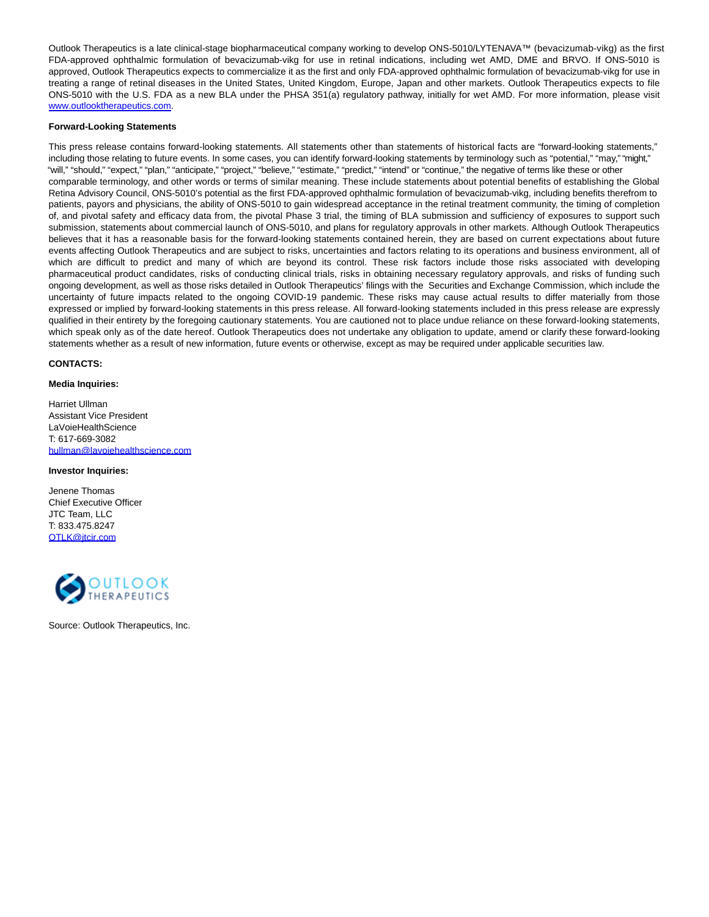Outlook Therapeutics is a late clinical-stage biopharmaceutical company working to develop ONS-5010/LYTENAVA™ (bevacizumab-vikg) as the first FDA-approved ophthalmic formulation of bevacizumab-vikg for use in retinal indications, including wet AMD, DME and BRVO. If ONS-5010 is approved, Outlook Therapeutics expects to commercialize it as the first and only FDA-approved ophthalmic formulation of bevacizumab-vikg for use in treating a range of retinal diseases in the United States, United Kingdom, Europe, Japan and other markets. Outlook Therapeutics expects to file ONS-5010 with the U.S. FDA as a new BLA under the PHSA 351(a) regulatory pathway, initially for wet AMD. For more information, please visit www.outlooktherapeutics.com.

**Forward-Looking Statements**

This press release contains forward-looking statements. All statements other than statements of historical facts are "forward-looking statements," including those relating to future events. In some cases, you can identify forward-looking statements by terminology such as "potential," "may," "might," "will," "should," "expect," "plan," "anticipate," "project," "believe," "estimate," "predict," "intend" or "continue," the negative of terms like these or other comparable terminology, and other words or terms of similar meaning. These include statements about potential benefits of establishing the Global Retina Advisory Council, ONS-5010's potential as the first FDA-approved ophthalmic formulation of bevacizumab-vikg, including benefits therefrom to patients, payors and physicians, the ability of ONS-5010 to gain widespread acceptance in the retinal treatment community, the timing of completion of, and pivotal safety and efficacy data from, the pivotal Phase 3 trial, the timing of BLA submission and sufficiency of exposures to support such submission, statements about commercial launch of ONS-5010, and plans for regulatory approvals in other markets. Although Outlook Therapeutics believes that it has a reasonable basis for the forward-looking statements contained herein, they are based on current expectations about future events affecting Outlook Therapeutics and are subject to risks, uncertainties and factors relating to its operations and business environment, all of which are difficult to predict and many of which are beyond its control. These risk factors include those risks associated with developing pharmaceutical product candidates, risks of conducting clinical trials, risks in obtaining necessary regulatory approvals, and risks of funding such ongoing development, as well as those risks detailed in Outlook Therapeutics' filings with the Securities and Exchange Commission, which include the uncertainty of future impacts related to the ongoing COVID-19 pandemic. These risks may cause actual results to differ materially from those expressed or implied by forward-looking statements in this press release. All forward-looking statements included in this press release are expressly qualified in their entirety by the foregoing cautionary statements. You are cautioned not to place undue reliance on these forward-looking statements, which speak only as of the date hereof. Outlook Therapeutics does not undertake any obligation to update, amend or clarify these forward-looking statements whether as a result of new information, future events or otherwise, except as may be required under applicable securities law.

**CONTACTS:**

**Media Inquiries:**

Harriet Ullman
Assistant Vice President
LaVoieHealthScience
T: 617-669-3082
hullman@lavoiehealthscience.com

**Investor Inquiries:**

Jenene Thomas
Chief Executive Officer
JTC Team, LLC
T: 833.475.8247
OTLK@jtcir.com

OUTLOOK THERAPEUTICS

Source: Outlook Therapeutics, Inc.